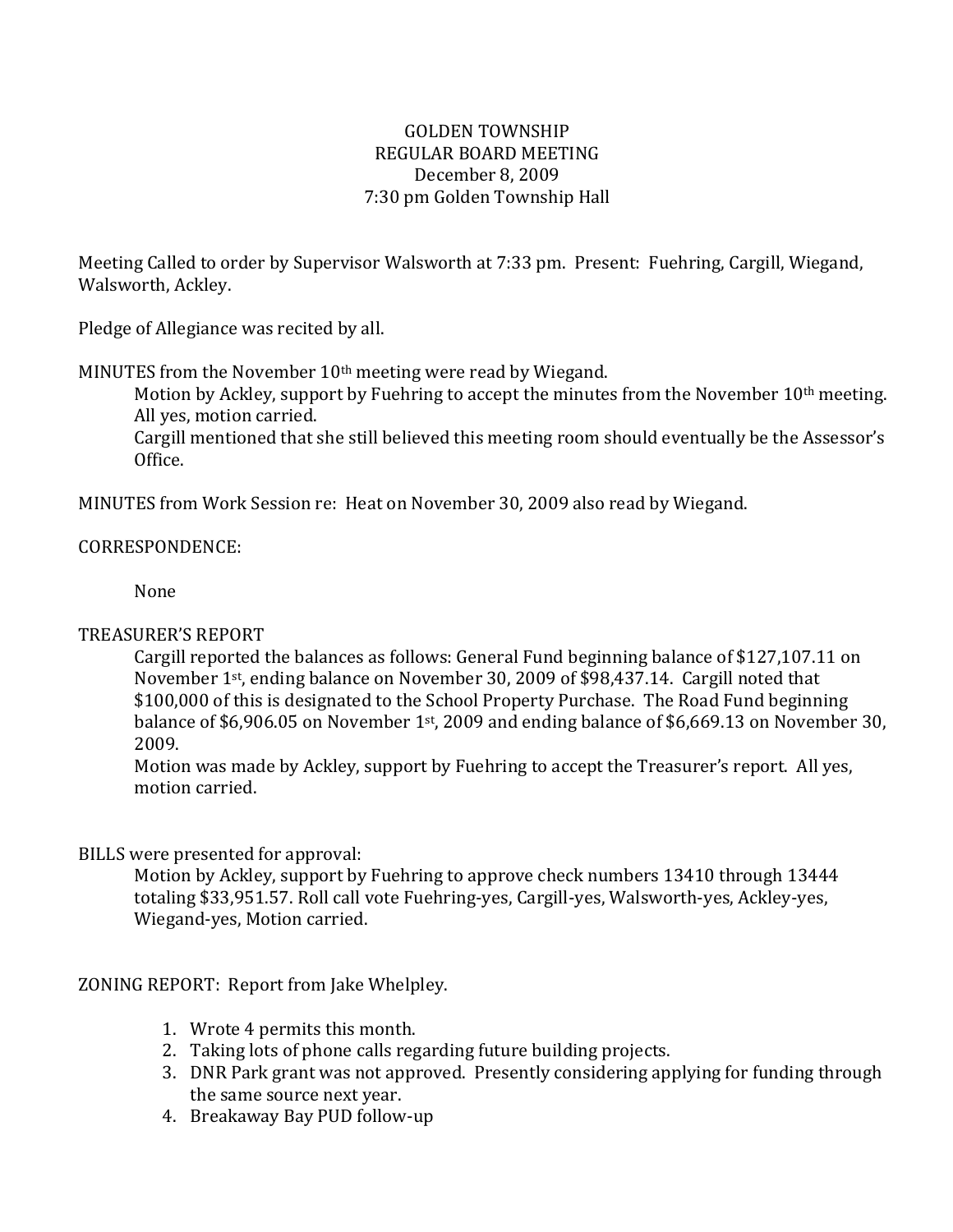# GOLDEN TOWNSHIP
## REGULAR BOARD MEETING
December 8, 2009
7:30 pm Golden Township Hall

Meeting Called to order by Supervisor Walsworth at 7:33 pm. Present: Fuehring, Cargill, Wiegand, Walsworth, Ackley.

Pledge of Allegiance was recited by all.

MINUTES from the November 10th meeting were read by Wiegand.

> Motion by Ackley, support by Fuehring to accept the minutes from the November 10th meeting. All yes, motion carried.
>
> Cargill mentioned that she still believed this meeting room should eventually be the Assessor's Office.

MINUTES from Work Session re: Heat on November 30, 2009 also read by Wiegand.

CORRESPONDENCE:

> None

TREASURER'S REPORT

> Cargill reported the balances as follows: General Fund beginning balance of $127,107.11 on November 1st, ending balance on November 30, 2009 of $98,437.14. Cargill noted that $100,000 of this is designated to the School Property Purchase. The Road Fund beginning balance of $6,906.05 on November 1st, 2009 and ending balance of $6,669.13 on November 30, 2009.
>
> Motion was made by Ackley, support by Fuehring to accept the Treasurer's report. All yes, motion carried.

BILLS were presented for approval:

> Motion by Ackley, support by Fuehring to approve check numbers 13410 through 13444 totaling $33,951.57. Roll call vote Fuehring-yes, Cargill-yes, Walsworth-yes, Ackley-yes, Wiegand-yes, Motion carried.

ZONING REPORT: Report from Jake Whelpley.

1. Wrote 4 permits this month.
2. Taking lots of phone calls regarding future building projects.
3. DNR Park grant was not approved. Presently considering applying for funding through the same source next year.
4. Breakaway Bay PUD follow-up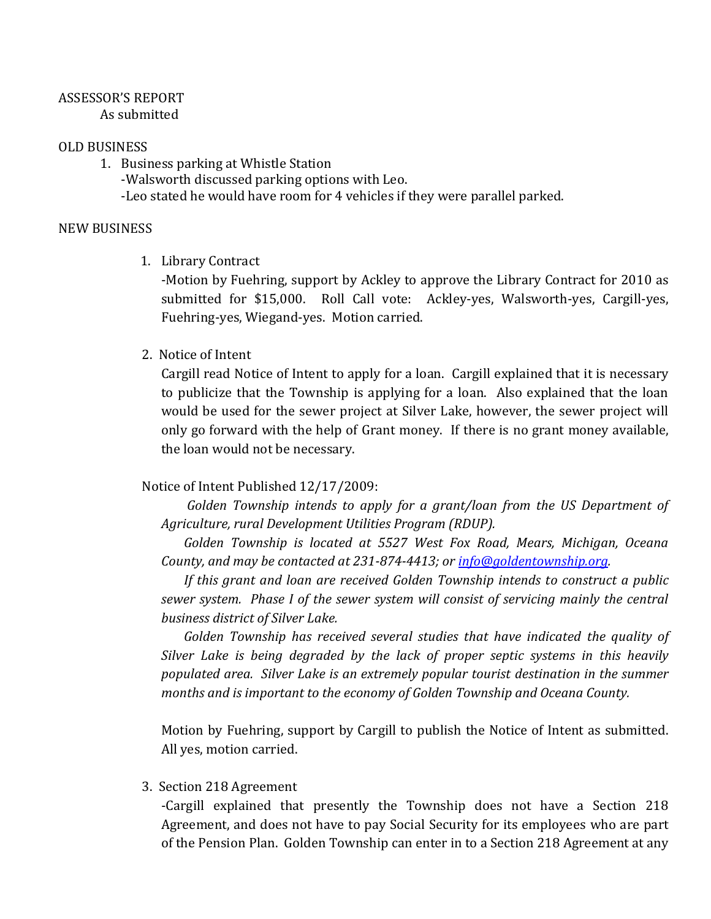ASSESSOR'S REPORT

As submitted

OLD BUSINESS

1. Business parking at Whistle Station
   - Walsworth discussed parking options with Leo.
   - Leo stated he would have room for 4 vehicles if they were parallel parked.

NEW BUSINESS

1. Library Contract

   -Motion by Fuehring, support by Ackley to approve the Library Contract for 2010 as submitted for $15,000. Roll Call vote: Ackley-yes, Walsworth-yes, Cargill-yes, Fuehring-yes, Wiegand-yes. Motion carried.

2. Notice of Intent

   Cargill read Notice of Intent to apply for a loan. Cargill explained that it is necessary to publicize that the Township is applying for a loan. Also explained that the loan would be used for the sewer project at Silver Lake, however, the sewer project will only go forward with the help of Grant money. If there is no grant money available, the loan would not be necessary.

Notice of Intent Published 12/17/2009:

*Golden Township intends to apply for a grant/loan from the US Department of Agriculture, rural Development Utilities Program (RDUP).*

*Golden Township is located at 5527 West Fox Road, Mears, Michigan, Oceana County, and may be contacted at 231-874-4413; or info@goldentownship.org.*

*If this grant and loan are received Golden Township intends to construct a public sewer system. Phase I of the sewer system will consist of servicing mainly the central business district of Silver Lake.*

*Golden Township has received several studies that have indicated the quality of Silver Lake is being degraded by the lack of proper septic systems in this heavily populated area. Silver Lake is an extremely popular tourist destination in the summer months and is important to the economy of Golden Township and Oceana County.*

Motion by Fuehring, support by Cargill to publish the Notice of Intent as submitted. All yes, motion carried.

3. Section 218 Agreement

   -Cargill explained that presently the Township does not have a Section 218 Agreement, and does not have to pay Social Security for its employees who are part of the Pension Plan. Golden Township can enter in to a Section 218 Agreement at any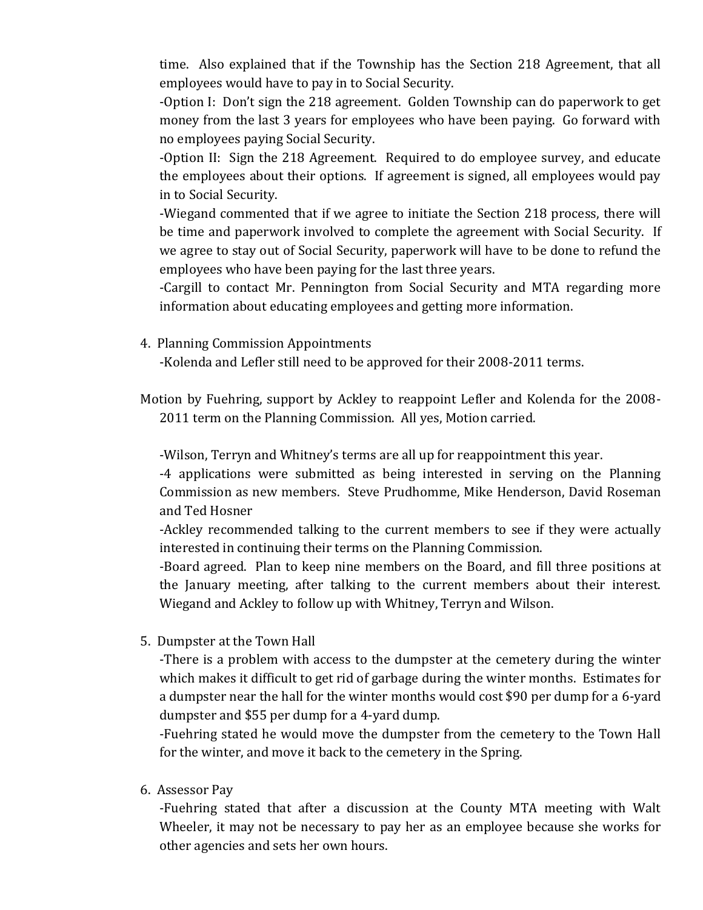time. Also explained that if the Township has the Section 218 Agreement, that all employees would have to pay in to Social Security.

-Option I: Don't sign the 218 agreement. Golden Township can do paperwork to get money from the last 3 years for employees who have been paying. Go forward with no employees paying Social Security.

-Option II: Sign the 218 Agreement. Required to do employee survey, and educate the employees about their options. If agreement is signed, all employees would pay in to Social Security.

-Wiegand commented that if we agree to initiate the Section 218 process, there will be time and paperwork involved to complete the agreement with Social Security. If we agree to stay out of Social Security, paperwork will have to be done to refund the employees who have been paying for the last three years.

-Cargill to contact Mr. Pennington from Social Security and MTA regarding more information about educating employees and getting more information.

4. Planning Commission Appointments

-Kolenda and Lefler still need to be approved for their 2008-2011 terms.

Motion by Fuehring, support by Ackley to reappoint Lefler and Kolenda for the 2008-2011 term on the Planning Commission. All yes, Motion carried.

-Wilson, Terryn and Whitney's terms are all up for reappointment this year.

-4 applications were submitted as being interested in serving on the Planning Commission as new members. Steve Prudhomme, Mike Henderson, David Roseman and Ted Hosner

-Ackley recommended talking to the current members to see if they were actually interested in continuing their terms on the Planning Commission.

-Board agreed. Plan to keep nine members on the Board, and fill three positions at the January meeting, after talking to the current members about their interest. Wiegand and Ackley to follow up with Whitney, Terryn and Wilson.

5. Dumpster at the Town Hall

-There is a problem with access to the dumpster at the cemetery during the winter which makes it difficult to get rid of garbage during the winter months. Estimates for a dumpster near the hall for the winter months would cost $90 per dump for a 6-yard dumpster and $55 per dump for a 4-yard dump.

-Fuehring stated he would move the dumpster from the cemetery to the Town Hall for the winter, and move it back to the cemetery in the Spring.

6. Assessor Pay

-Fuehring stated that after a discussion at the County MTA meeting with Walt Wheeler, it may not be necessary to pay her as an employee because she works for other agencies and sets her own hours.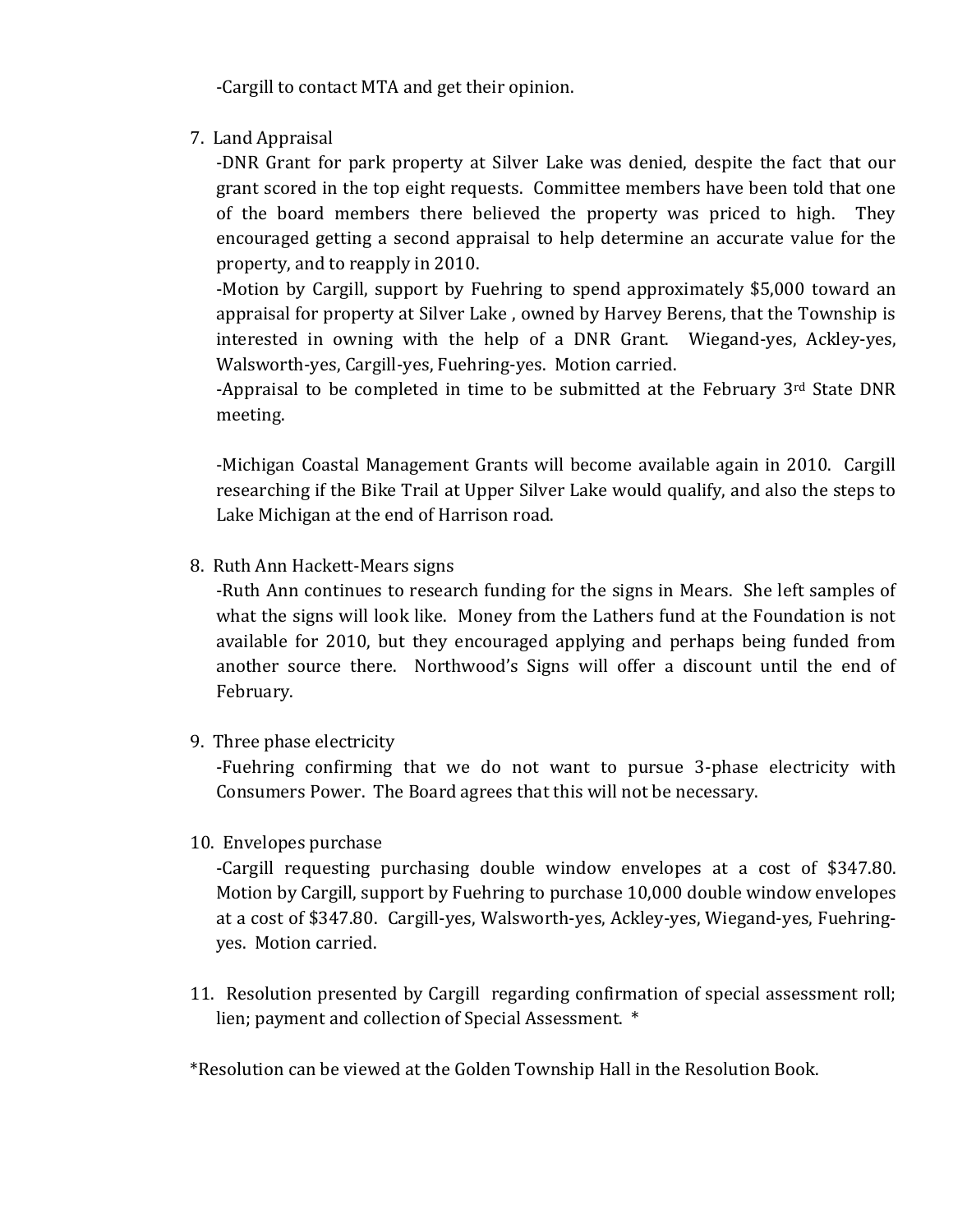-Cargill to contact MTA and get their opinion.

7. Land Appraisal

   -DNR Grant for park property at Silver Lake was denied, despite the fact that our grant scored in the top eight requests. Committee members have been told that one of the board members there believed the property was priced to high. They encouraged getting a second appraisal to help determine an accurate value for the property, and to reapply in 2010.

   -Motion by Cargill, support by Fuehring to spend approximately $5,000 toward an appraisal for property at Silver Lake , owned by Harvey Berens, that the Township is interested in owning with the help of a DNR Grant. Wiegand-yes, Ackley-yes, Walsworth-yes, Cargill-yes, Fuehring-yes. Motion carried.

   -Appraisal to be completed in time to be submitted at the February 3rd State DNR meeting.

   -Michigan Coastal Management Grants will become available again in 2010. Cargill researching if the Bike Trail at Upper Silver Lake would qualify, and also the steps to Lake Michigan at the end of Harrison road.

8. Ruth Ann Hackett-Mears signs

   -Ruth Ann continues to research funding for the signs in Mears. She left samples of what the signs will look like. Money from the Lathers fund at the Foundation is not available for 2010, but they encouraged applying and perhaps being funded from another source there. Northwood's Signs will offer a discount until the end of February.

9. Three phase electricity

   -Fuehring confirming that we do not want to pursue 3-phase electricity with Consumers Power. The Board agrees that this will not be necessary.

10. Envelopes purchase

    -Cargill requesting purchasing double window envelopes at a cost of $347.80. Motion by Cargill, support by Fuehring to purchase 10,000 double window envelopes at a cost of $347.80. Cargill-yes, Walsworth-yes, Ackley-yes, Wiegand-yes, Fuehring-yes. Motion carried.

11. Resolution presented by Cargill regarding confirmation of special assessment roll; lien; payment and collection of Special Assessment. *

*Resolution can be viewed at the Golden Township Hall in the Resolution Book.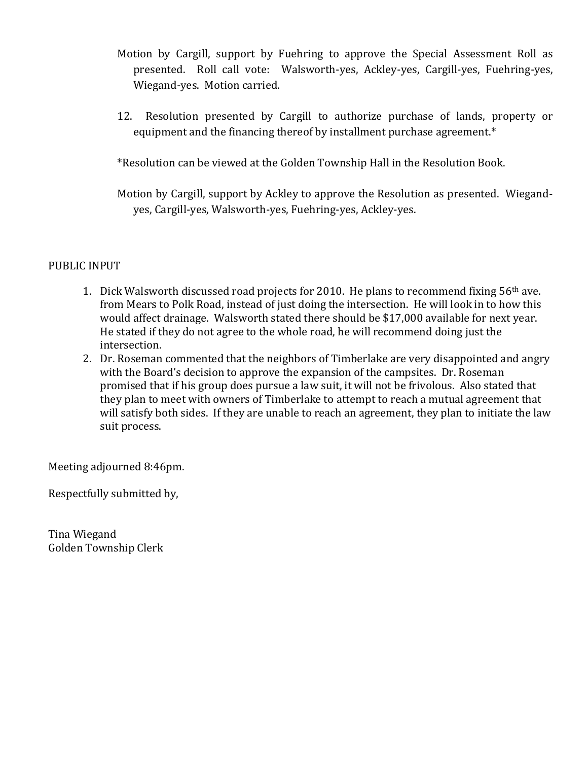Motion by Cargill, support by Fuehring to approve the Special Assessment Roll as presented. Roll call vote: Walsworth-yes, Ackley-yes, Cargill-yes, Fuehring-yes, Wiegand-yes. Motion carried.

12. Resolution presented by Cargill to authorize purchase of lands, property or equipment and the financing thereof by installment purchase agreement.*

*Resolution can be viewed at the Golden Township Hall in the Resolution Book.

Motion by Cargill, support by Ackley to approve the Resolution as presented. Wiegand-yes, Cargill-yes, Walsworth-yes, Fuehring-yes, Ackley-yes.

PUBLIC INPUT

1. Dick Walsworth discussed road projects for 2010. He plans to recommend fixing 56th ave. from Mears to Polk Road, instead of just doing the intersection. He will look in to how this would affect drainage. Walsworth stated there should be $17,000 available for next year. He stated if they do not agree to the whole road, he will recommend doing just the intersection.
2. Dr. Roseman commented that the neighbors of Timberlake are very disappointed and angry with the Board's decision to approve the expansion of the campsites. Dr. Roseman promised that if his group does pursue a law suit, it will not be frivolous. Also stated that they plan to meet with owners of Timberlake to attempt to reach a mutual agreement that will satisfy both sides. If they are unable to reach an agreement, they plan to initiate the law suit process.

Meeting adjourned 8:46pm.

Respectfully submitted by,

Tina Wiegand
Golden Township Clerk